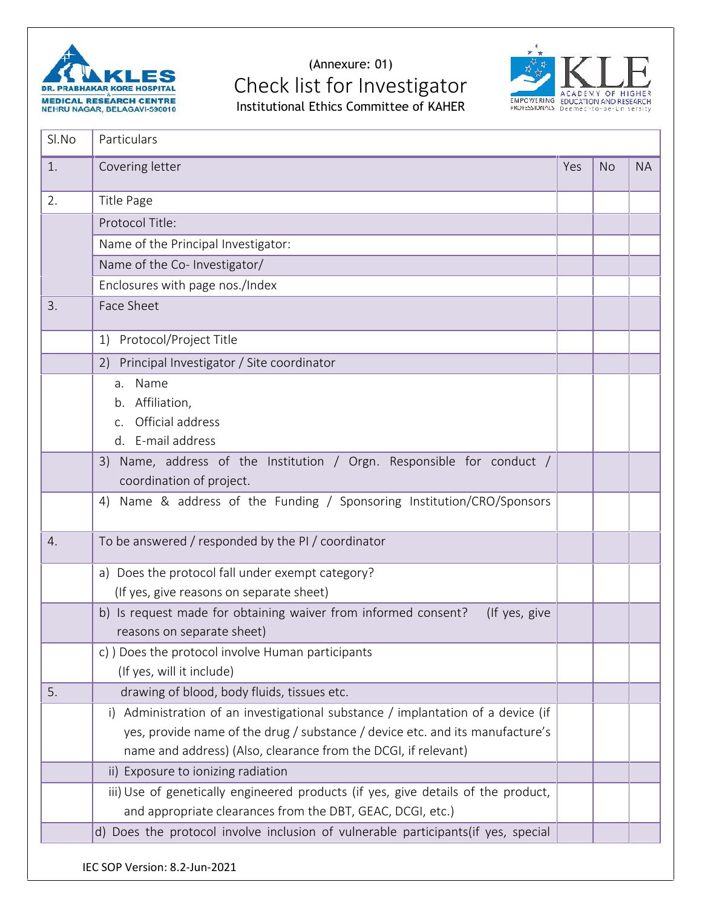(Annexure: 01)

# Check list for Investigator

Institutional Ethics Committee of KAHER

| Sl.No | Particulars | | | |
|---|---|---|---|---|
| 1. | Covering letter | Yes | No | NA |
| 2. | Title Page | | | |
| | Protocol Title: | | | |
| | Name of the Principal Investigator: | | | |
| | Name of the Co- Investigator/ | | | |
| | Enclosures with page nos./Index | | | |
| 3. | Face Sheet | | | |
| | 1) Protocol/Project Title | | | |
| | 2) Principal Investigator / Site coordinator | | | |
| | a. Name<br>b. Affiliation,<br>c. Official address<br>d. E-mail address | | | |
| | 3) Name, address of the Institution / Orgn. Responsible for conduct / coordination of project. | | | |
| | 4) Name & address of the Funding / Sponsoring Institution/CRO/Sponsors | | | |
| 4. | To be answered / responded by the PI / coordinator | | | |
| | a) Does the protocol fall under exempt category? (If yes, give reasons on separate sheet) | | | |
| | b) Is request made for obtaining waiver from informed consent? (If yes, give reasons on separate sheet) | | | |
| | c) ) Does the protocol involve Human participants (If yes, will it include) | | | |
| 5. | drawing of blood, body fluids, tissues etc. | | | |
| | i) Administration of an investigational substance / implantation of a device (if yes, provide name of the drug / substance / device etc. and its manufacture's name and address) (Also, clearance from the DCGI, if relevant) | | | |
| | ii) Exposure to ionizing radiation | | | |
| | iii) Use of genetically engineered products (if yes, give details of the product, and appropriate clearances from the DBT, GEAC, DCGI, etc.) | | | |
| | d) Does the protocol involve inclusion of vulnerable participants(if yes, special | | | |

IEC SOP Version: 8.2-Jun-2021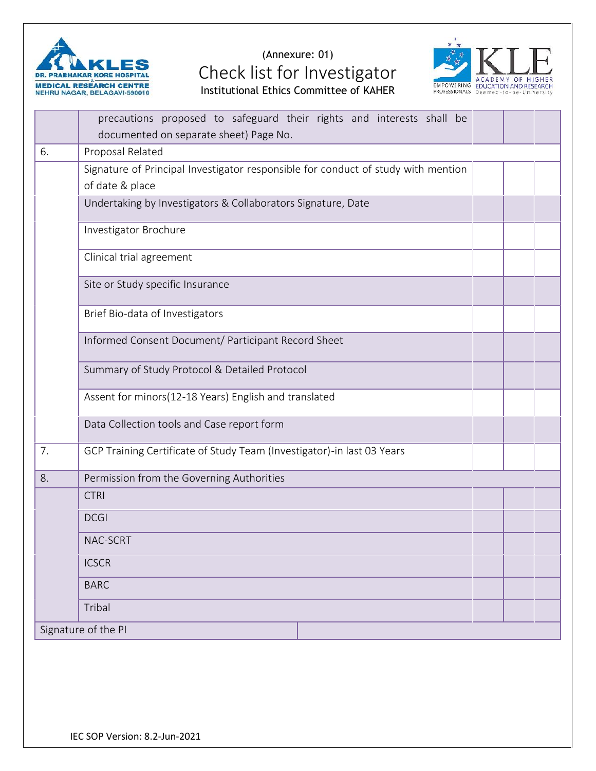(Annexure: 01)

# Check list for Investigator

Institutional Ethics Committee of KAHER

| | | | | |
|---|---|---|---|---|
| | precautions proposed to safeguard their rights and interests shall be documented on separate sheet) Page No. | | | |
| 6. | Proposal Related | | | |
| | Signature of Principal Investigator responsible for conduct of study with mention of date & place | | | |
| | Undertaking by Investigators & Collaborators Signature, Date | | | |
| | Investigator Brochure | | | |
| | Clinical trial agreement | | | |
| | Site or Study specific Insurance | | | |
| | Brief Bio-data of Investigators | | | |
| | Informed Consent Document/ Participant Record Sheet | | | |
| | Summary of Study Protocol & Detailed Protocol | | | |
| | Assent for minors(12-18 Years) English and translated | | | |
| | Data Collection tools and Case report form | | | |
| 7. | GCP Training Certificate of Study Team (Investigator)-in last 03 Years | | | |
| 8. | Permission from the Governing Authorities | | | |
| | CTRI | | | |
| | DCGI | | | |
| | NAC-SCRT | | | |
| | ICSCR | | | |
| | BARC | | | |
| | Tribal | | | |
| Signature of the PI | | | | |

IEC SOP Version: 8.2-Jun-2021